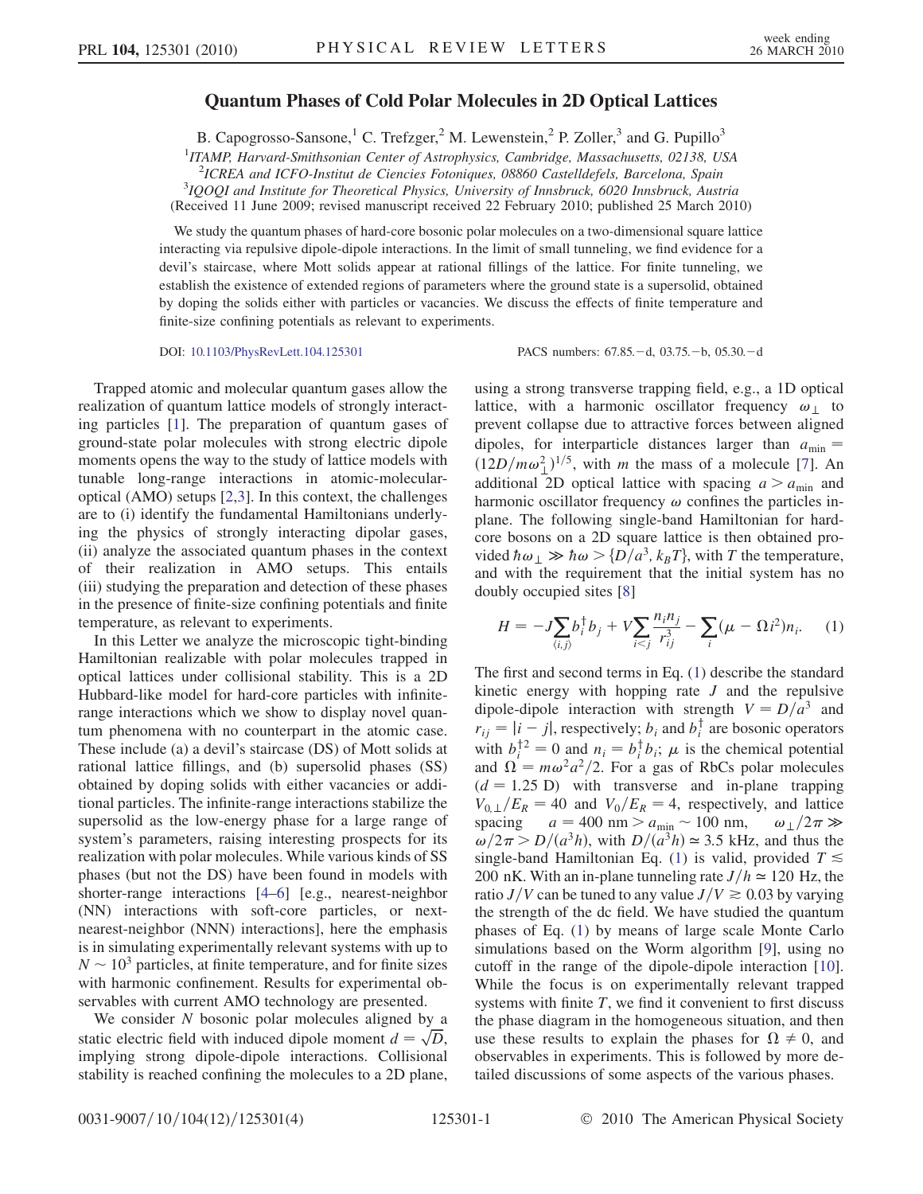# Quantum Phases of Cold Polar Molecules in 2D Optical Lattices

B. Capogrosso-Sansone,[1] C. Trefzger,[2] M. Lewenstein,[2] P. Zoller,[3] and G. Pupillo[3]

[1]*ITAMP, Harvard-Smithsonian Center of Astrophysics, Cambridge, Massachusetts, 02138, USA*
[2]*ICREA and ICFO-Institut de Ciencies Fotoniques, 08860 Castelldefels, Barcelona, Spain*
[3]*IQOQI and Institute for Theoretical Physics, University of Innsbruck, 6020 Innsbruck, Austria*
(Received 11 June 2009; revised manuscript received 22 February 2010; published 25 March 2010)

We study the quantum phases of hard-core bosonic polar molecules on a two-dimensional square lattice interacting via repulsive dipole-dipole interactions. In the limit of small tunneling, we find evidence for a devil's staircase, where Mott solids appear at rational fillings of the lattice. For finite tunneling, we establish the existence of extended regions of parameters where the ground state is a supersolid, obtained by doping the solids either with particles or vacancies. We discuss the effects of finite temperature and finite-size confining potentials as relevant to experiments.

DOI: 10.1103/PhysRevLett.104.125301 PACS numbers: 67.85.−d, 03.75.−b, 05.30.−d

Trapped atomic and molecular quantum gases allow the realization of quantum lattice models of strongly interacting particles [1]. The preparation of quantum gases of ground-state polar molecules with strong electric dipole moments opens the way to the study of lattice models with tunable long-range interactions in atomic-molecular-optical (AMO) setups [2,3]. In this context, the challenges are to (i) identify the fundamental Hamiltonians underlying the physics of strongly interacting dipolar gases, (ii) analyze the associated quantum phases in the context of their realization in AMO setups. This entails (iii) studying the preparation and detection of these phases in the presence of finite-size confining potentials and finite temperature, as relevant to experiments.

In this Letter we analyze the microscopic tight-binding Hamiltonian realizable with polar molecules trapped in optical lattices under collisional stability. This is a 2D Hubbard-like model for hard-core particles with infinite-range interactions which we show to display novel quantum phenomena with no counterpart in the atomic case. These include (a) a devil's staircase (DS) of Mott solids at rational lattice fillings, and (b) supersolid phases (SS) obtained by doping solids with either vacancies or additional particles. The infinite-range interactions stabilize the supersolid as the low-energy phase for a large range of system's parameters, raising interesting prospects for its realization with polar molecules. While various kinds of SS phases (but not the DS) have been found in models with shorter-range interactions [4–6] [e.g., nearest-neighbor (NN) interactions with soft-core particles, or next-nearest-neighbor (NNN) interactions], here the emphasis is in simulating experimentally relevant systems with up to $N \sim 10^3$ particles, at finite temperature, and for finite sizes with harmonic confinement. Results for experimental observables with current AMO technology are presented.

We consider $N$ bosonic polar molecules aligned by a static electric field with induced dipole moment $d = \sqrt{D}$, implying strong dipole-dipole interactions. Collisional stability is reached confining the molecules to a 2D plane, using a strong transverse trapping field, e.g., a 1D optical lattice, with a harmonic oscillator frequency $\omega_\perp$ to prevent collapse due to attractive forces between aligned dipoles, for interparticle distances larger than $a_{\min} = (12D/m\omega_\perp^2)^{1/5}$, with $m$ the mass of a molecule [7]. An additional 2D optical lattice with spacing $a > a_{\min}$ and harmonic oscillator frequency $\omega$ confines the particles in-plane. The following single-band Hamiltonian for hard-core bosons on a 2D square lattice is then obtained provided $\hbar\omega_\perp \gg \hbar\omega > \{D/a^3, k_B T\}$, with $T$ the temperature, and with the requirement that the initial system has no doubly occupied sites [8]

$$H = -J\sum_{\langle i,j\rangle} b_i^\dagger b_j + V\sum_{i<j}\frac{n_i n_j}{r_{ij}^3} - \sum_i (\mu - \Omega i^2) n_i. \quad (1)$$

The first and second terms in Eq. (1) describe the standard kinetic energy with hopping rate $J$ and the repulsive dipole-dipole interaction with strength $V = D/a^3$ and $r_{ij} = |i - j|$, respectively; $b_i$ and $b_i^\dagger$ are bosonic operators with $b_i^{\dagger 2} = 0$ and $n_i = b_i^\dagger b_i$; $\mu$ is the chemical potential and $\Omega = m\omega^2 a^2/2$. For a gas of RbCs polar molecules ($d = 1.25$ D) with transverse and in-plane trapping $V_{0,\perp}/E_R = 40$ and $V_0/E_R = 4$, respectively, and lattice spacing $a = 400$ nm $> a_{\min} \sim 100$ nm, $\omega_\perp/2\pi \gg \omega/2\pi > D/(a^3 h)$, with $D/(a^3 h) \simeq 3.5$ kHz, and thus the single-band Hamiltonian Eq. (1) is valid, provided $T \lesssim 200$ nK. With an in-plane tunneling rate $J/h \simeq 120$ Hz, the ratio $J/V$ can be tuned to any value $J/V \gtrsim 0.03$ by varying the strength of the dc field. We have studied the quantum phases of Eq. (1) by means of large scale Monte Carlo simulations based on the Worm algorithm [9], using no cutoff in the range of the dipole-dipole interaction [10]. While the focus is on experimentally relevant trapped systems with finite $T$, we find it convenient to first discuss the phase diagram in the homogeneous situation, and then use these results to explain the phases for $\Omega \neq 0$, and observables in experiments. This is followed by more detailed discussions of some aspects of the various phases.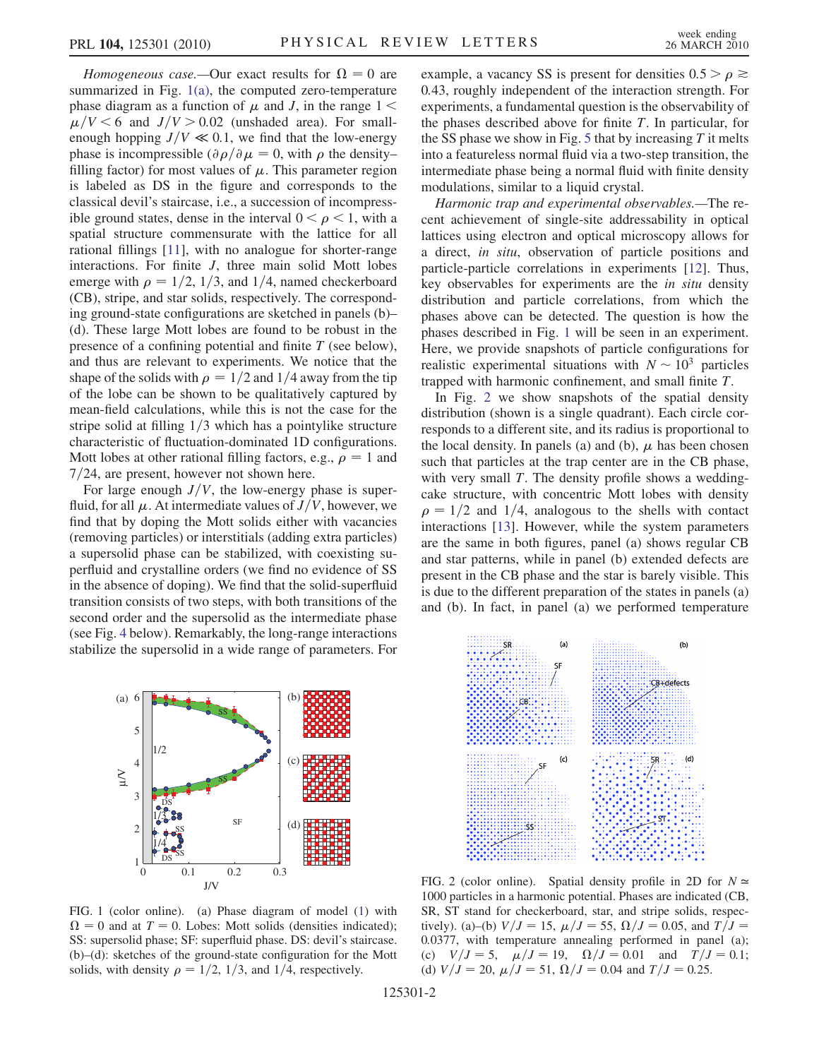*Homogeneous case.*—Our exact results for $\Omega = 0$ are summarized in Fig. 1(a), the computed zero-temperature phase diagram as a function of $\mu$ and $J$, in the range $1 < \mu/V < 6$ and $J/V > 0.02$ (unshaded area). For small-enough hopping $J/V \ll 0.1$, we find that the low-energy phase is incompressible ($\partial\rho/\partial\mu = 0$, with $\rho$ the density–filling factor) for most values of $\mu$. This parameter region is labeled as DS in the figure and corresponds to the classical devil's staircase, i.e., a succession of incompressible ground states, dense in the interval $0 < \rho < 1$, with a spatial structure commensurate with the lattice for all rational fillings [11], with no analogue for shorter-range interactions. For finite $J$, three main solid Mott lobes emerge with $\rho = 1/2$, $1/3$, and $1/4$, named checkerboard (CB), stripe, and star solids, respectively. The corresponding ground-state configurations are sketched in panels (b)–(d). These large Mott lobes are found to be robust in the presence of a confining potential and finite $T$ (see below), and thus are relevant to experiments. We notice that the shape of the solids with $\rho = 1/2$ and $1/4$ away from the tip of the lobe can be shown to be qualitatively captured by mean-field calculations, while this is not the case for the stripe solid at filling $1/3$ which has a pointylike structure characteristic of fluctuation-dominated 1D configurations. Mott lobes at other rational filling factors, e.g., $\rho = 1$ and $7/24$, are present, however not shown here.

For large enough $J/V$, the low-energy phase is superfluid, for all $\mu$. At intermediate values of $J/V$, however, we find that by doping the Mott solids either with vacancies (removing particles) or interstitials (adding extra particles) a supersolid phase can be stabilized, with coexisting superfluid and crystalline orders (we find no evidence of SS in the absence of doping). We find that the solid-superfluid transition consists of two steps, with both transitions of the second order and the supersolid as the intermediate phase (see Fig. 4 below). Remarkably, the long-range interactions stabilize the supersolid in a wide range of parameters. For example, a vacancy SS is present for densities $0.5 > \rho \gtrsim 0.43$, roughly independent of the interaction strength. For experiments, a fundamental question is the observability of the phases described above for finite $T$. In particular, for the SS phase we show in Fig. 5 that by increasing $T$ it melts into a featureless normal fluid via a two-step transition, the intermediate phase being a normal fluid with finite density modulations, similar to a liquid crystal.

FIG. 1 (color online). (a) Phase diagram of model (1) with $\Omega = 0$ and at $T = 0$. Lobes: Mott solids (densities indicated); SS: supersolid phase; SF: superfluid phase. DS: devil's staircase. (b)–(d): sketches of the ground-state configuration for the Mott solids, with density $\rho = 1/2$, $1/3$, and $1/4$, respectively.

*Harmonic trap and experimental observables.*—The recent achievement of single-site addressability in optical lattices using electron and optical microscopy allows for a direct, *in situ*, observation of particle positions and particle-particle correlations in experiments [12]. Thus, key observables for experiments are the *in situ* density distribution and particle correlations, from which the phases above can be detected. The question is how the phases described in Fig. 1 will be seen in an experiment. Here, we provide snapshots of particle configurations for realistic experimental situations with $N \sim 10^3$ particles trapped with harmonic confinement, and small finite $T$.

In Fig. 2 we show snapshots of the spatial density distribution (shown is a single quadrant). Each circle corresponds to a different site, and its radius is proportional to the local density. In panels (a) and (b), $\mu$ has been chosen such that particles at the trap center are in the CB phase, with very small $T$. The density profile shows a wedding-cake structure, with concentric Mott lobes with density $\rho = 1/2$ and $1/4$, analogous to the shells with contact interactions [13]. However, while the system parameters are the same in both figures, panel (a) shows regular CB and star patterns, while in panel (b) extended defects are present in the CB phase and the star is barely visible. This is due to the different preparation of the states in panels (a) and (b). In fact, in panel (a) we performed temperature

FIG. 2 (color online). Spatial density profile in 2D for $N \simeq 1000$ particles in a harmonic potential. Phases are indicated (CB, SR, ST stand for checkerboard, star, and stripe solids, respectively). (a)–(b) $V/J = 15$, $\mu/J = 55$, $\Omega/J = 0.05$, and $T/J = 0.0377$, with temperature annealing performed in panel (a); (c) $V/J = 5$, $\mu/J = 19$, $\Omega/J = 0.01$ and $T/J = 0.1$; (d) $V/J = 20$, $\mu/J = 51$, $\Omega/J = 0.04$ and $T/J = 0.25$.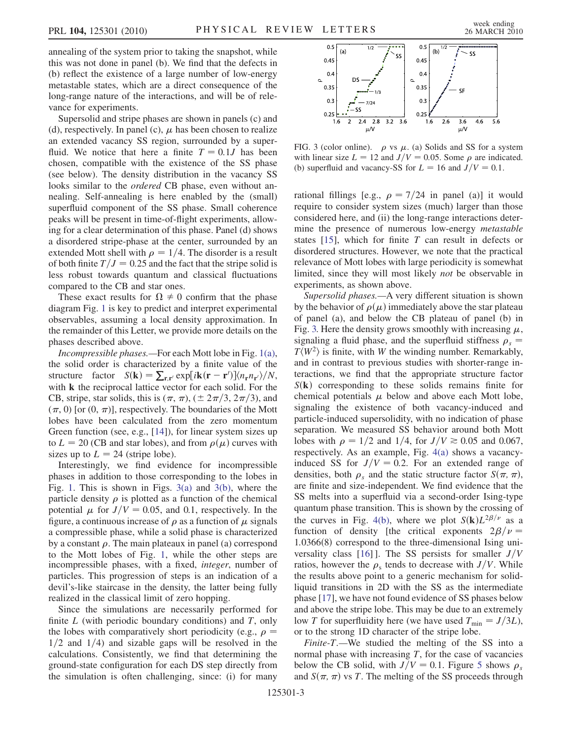annealing of the system prior to taking the snapshot, while this was not done in panel (b). We find that the defects in (b) reflect the existence of a large number of low-energy metastable states, which are a direct consequence of the long-range nature of the interactions, and will be of relevance for experiments.

Supersolid and stripe phases are shown in panels (c) and (d), respectively. In panel (c), $\mu$ has been chosen to realize an extended vacancy SS region, surrounded by a superfluid. We notice that here a finite $T = 0.1J$ has been chosen, compatible with the existence of the SS phase (see below). The density distribution in the vacancy SS looks similar to the *ordered* CB phase, even without annealing. Self-annealing is here enabled by the (small) superfluid component of the SS phase. Small coherence peaks will be present in time-of-flight experiments, allowing for a clear determination of this phase. Panel (d) shows a disordered stripe-phase at the center, surrounded by an extended Mott shell with $\rho = 1/4$. The disorder is a result of both finite $T/J = 0.25$ and the fact that the stripe solid is less robust towards quantum and classical fluctuations compared to the CB and star ones.

These exact results for $\Omega \neq 0$ confirm that the phase diagram Fig. 1 is key to predict and interpret experimental observables, assuming a local density approximation. In the remainder of this Letter, we provide more details on the phases described above.

*Incompressible phases.*—For each Mott lobe in Fig. 1(a), the solid order is characterized by a finite value of the structure factor $S(\mathbf{k}) = \sum_{\mathbf{r},\mathbf{r}'} \exp[i\mathbf{k}(\mathbf{r} - \mathbf{r}')]\langle n_{\mathbf{r}} n_{\mathbf{r}'}\rangle/N$, with $\mathbf{k}$ the reciprocal lattice vector for each solid. For the CB, stripe, star solids, this is $(\pi, \pi)$, $(\pm 2\pi/3, 2\pi/3)$, and $(\pi, 0)$ [or $(0, \pi)$], respectively. The boundaries of the Mott lobes have been calculated from the zero momentum Green function (see, e.g., [14]), for linear system sizes up to $L = 20$ (CB and star lobes), and from $\rho(\mu)$ curves with sizes up to $L = 24$ (stripe lobe).

Interestingly, we find evidence for incompressible phases in addition to those corresponding to the lobes in Fig. 1. This is shown in Figs. 3(a) and 3(b), where the particle density $\rho$ is plotted as a function of the chemical potential $\mu$ for $J/V = 0.05$, and 0.1, respectively. In the figure, a continuous increase of $\rho$ as a function of $\mu$ signals a compressible phase, while a solid phase is characterized by a constant $\rho$. The main plateaux in panel (a) correspond to the Mott lobes of Fig. 1, while the other steps are incompressible phases, with a fixed, *integer*, number of particles. This progression of steps is an indication of a devil's-like staircase in the density, the latter being fully realized in the classical limit of zero hopping.

Since the simulations are necessarily performed for finite $L$ (with periodic boundary conditions) and $T$, only the lobes with comparatively short periodicity (e.g., $\rho = 1/2$ and $1/4$) and sizable gaps will be resolved in the calculations. Consistently, we find that determining the ground-state configuration for each DS step directly from the simulation is often challenging, since: (i) for many rational fillings [e.g., $\rho = 7/24$ in panel (a)] it would require to consider system sizes (much) larger than those considered here, and (ii) the long-range interactions determine the presence of numerous low-energy *metastable* states [15], which for finite $T$ can result in defects or disordered structures. However, we note that the practical relevance of Mott lobes with large periodicity is somewhat limited, since they will most likely *not* be observable in experiments, as shown above.

FIG. 3 (color online). $\rho$ vs $\mu$. (a) Solids and SS for a system with linear size $L = 12$ and $J/V = 0.05$. Some $\rho$ are indicated. (b) superfluid and vacancy-SS for $L = 16$ and $J/V = 0.1$.

*Supersolid phases.*—A very different situation is shown by the behavior of $\rho(\mu)$ immediately above the star plateau of panel (a), and below the CB plateau of panel (b) in Fig. 3. Here the density grows smoothly with increasing $\mu$, signaling a fluid phase, and the superfluid stiffness $\rho_s = T\langle W^2\rangle$ is finite, with $W$ the winding number. Remarkably, and in contrast to previous studies with shorter-range interactions, we find that the appropriate structure factor $S(\mathbf{k})$ corresponding to these solids remains finite for chemical potentials $\mu$ below and above each Mott lobe, signaling the existence of both vacancy-induced and particle-induced supersolidity, with no indication of phase separation. We measured SS behavior around both Mott lobes with $\rho = 1/2$ and $1/4$, for $J/V \gtrsim 0.05$ and 0.067, respectively. As an example, Fig. 4(a) shows a vacancy-induced SS for $J/V = 0.2$. For an extended range of densities, both $\rho_s$ and the static structure factor $S(\pi, \pi)$, are finite and size-independent. We find evidence that the SS melts into a superfluid via a second-order Ising-type quantum phase transition. This is shown by the crossing of the curves in Fig. 4(b), where we plot $S(\mathbf{k})L^{2\beta/\nu}$ as a function of density [the critical exponents $2\beta/\nu = 1.0366(8)$ correspond to the three-dimensional Ising universality class [16]]. The SS persists for smaller $J/V$ ratios, however the $\rho_s$ tends to decrease with $J/V$. While the results above point to a generic mechanism for solid-liquid transitions in 2D with the SS as the intermediate phase [17], we have not found evidence of SS phases below and above the stripe lobe. This may be due to an extremely low $T$ for superfluidity here (we have used $T_{\min} = J/3L$), or to the strong 1D character of the stripe lobe.

*Finite-T.*—We studied the melting of the SS into a normal phase with increasing $T$, for the case of vacancies below the CB solid, with $J/V = 0.1$. Figure 5 shows $\rho_s$ and $S(\pi, \pi)$ vs $T$. The melting of the SS proceeds through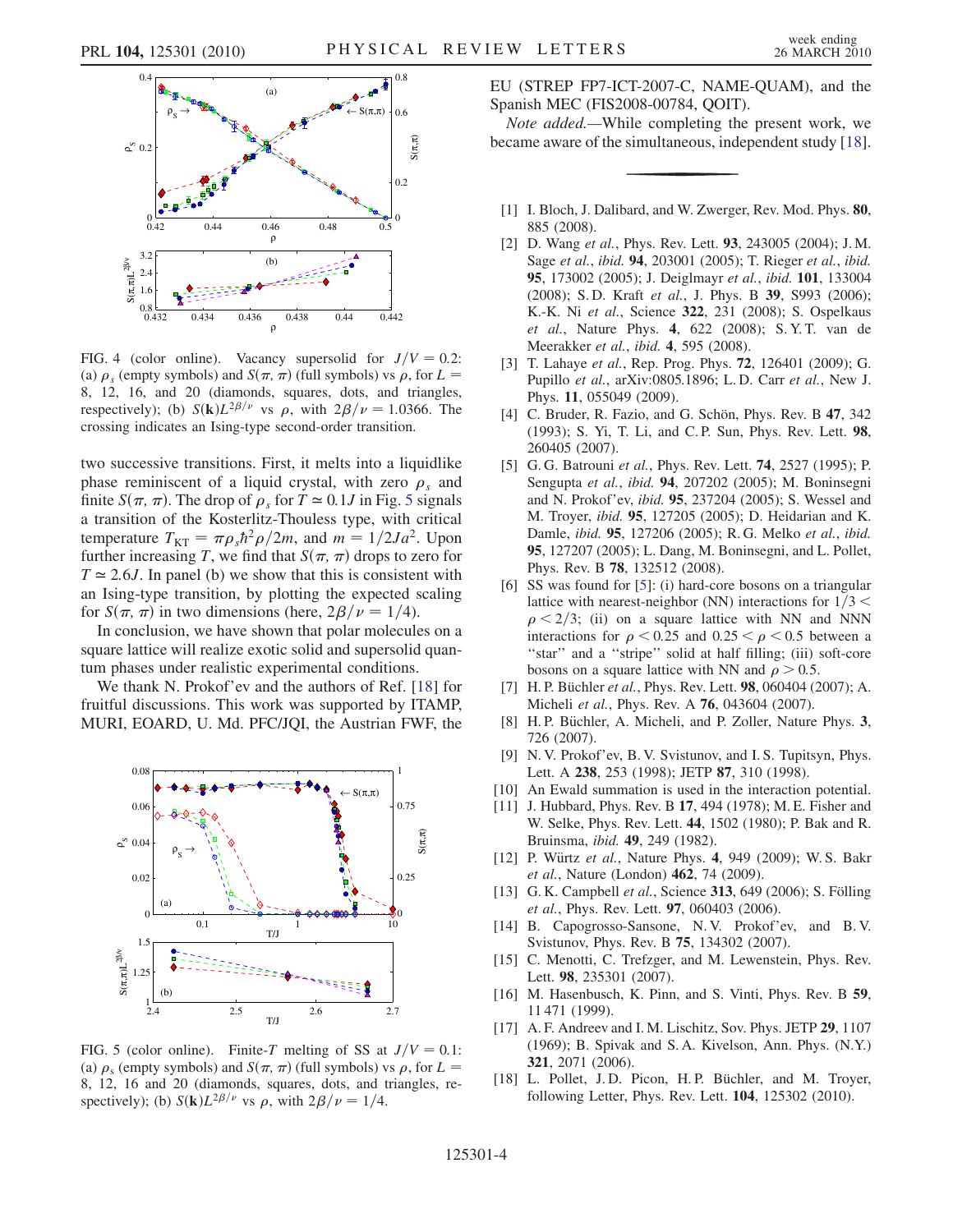0.4

(a)

$\rho_S \rightarrow$

$\leftarrow S(\pi,\pi)$

$\rho_S$

0.2

0

0.42 0.44 0.46 0.48 0.5

ρ

0.8

0.6

$S(\pi,\pi)$

0.2

0

$S(\pi,\pi)L^{2\beta/\nu}$

3.2

2.4

1.6

0.8

(b)

0.432 0.434 0.436 0.438 0.44 0.442

ρ

FIG. 4 (color online). Vacancy supersolid for $J/V = 0.2$: (a) $\rho_s$ (empty symbols) and $S(\pi, \pi)$ (full symbols) vs $\rho$, for $L = 8$, 12, 16, and 20 (diamonds, squares, dots, and triangles, respectively); (b) $S(\mathbf{k})L^{2\beta/\nu}$ vs $\rho$, with $2\beta/\nu = 1.0366$. The crossing indicates an Ising-type second-order transition.

two successive transitions. First, it melts into a liquidlike phase reminiscent of a liquid crystal, with zero $\rho_s$ and finite $S(\pi, \pi)$. The drop of $\rho_s$ for $T \simeq 0.1J$ in Fig. 5 signals a transition of the Kosterlitz-Thouless type, with critical temperature $T_{\rm KT} = \pi\rho_s\hbar^2\rho/2m$, and $m = 1/2Ja^2$. Upon further increasing $T$, we find that $S(\pi, \pi)$ drops to zero for $T \simeq 2.6J$. In panel (b) we show that this is consistent with an Ising-type transition, by plotting the expected scaling for $S(\pi, \pi)$ in two dimensions (here, $2\beta/\nu = 1/4$).

In conclusion, we have shown that polar molecules on a square lattice will realize exotic solid and supersolid quantum phases under realistic experimental conditions.

We thank N. Prokof'ev and the authors of Ref. [18] for fruitful discussions. This work was supported by ITAMP, MURI, EOARD, U. Md. PFC/JQI, the Austrian FWF, the EU (STREP FP7-ICT-2007-C, NAME-QUAM), and the Spanish MEC (FIS2008-00784, QOIT).

*Note added.*—While completing the present work, we became aware of the simultaneous, independent study [18].

0.08

$\leftarrow S(\pi,\pi)$

1

0.06

0.75

$\rho_S$ 0.04

$\rho_S \rightarrow$

0.5

$S(\pi,\pi)$

0.02

0.25

(a)

0

0

0.1 1 10

T/J

1.5

$S(\pi,\pi)L^{2\beta/\nu}$

1.25

(b)

1

2.4 2.5 2.6 2.7

T/J

FIG. 5 (color online). Finite-$T$ melting of SS at $J/V = 0.1$: (a) $\rho_s$ (empty symbols) and $S(\pi, \pi)$ (full symbols) vs $\rho$, for $L = 8$, 12, 16 and 20 (diamonds, squares, dots, and triangles, respectively); (b) $S(\mathbf{k})L^{2\beta/\nu}$ vs $\rho$, with $2\beta/\nu = 1/4$.

---

[1] I. Bloch, J. Dalibard, and W. Zwerger, Rev. Mod. Phys. **80**, 885 (2008).

[2] D. Wang *et al.*, Phys. Rev. Lett. **93**, 243005 (2004); J. M. Sage *et al.*, *ibid.* **94**, 203001 (2005); T. Rieger *et al.*, *ibid.* **95**, 173002 (2005); J. Deiglmayr *et al.*, *ibid.* **101**, 133004 (2008); S. D. Kraft *et al.*, J. Phys. B **39**, S993 (2006); K.-K. Ni *et al.*, Science **322**, 231 (2008); S. Ospelkaus *et al.*, Nature Phys. **4**, 622 (2008); S. Y. T. van de Meerakker *et al.*, *ibid.* **4**, 595 (2008).

[3] T. Lahaye *et al.*, Rep. Prog. Phys. **72**, 126401 (2009); G. Pupillo *et al.*, arXiv:0805.1896; L. D. Carr *et al.*, New J. Phys. **11**, 055049 (2009).

[4] C. Bruder, R. Fazio, and G. Schön, Phys. Rev. B **47**, 342 (1993); S. Yi, T. Li, and C. P. Sun, Phys. Rev. Lett. **98**, 260405 (2007).

[5] G. G. Batrouni *et al.*, Phys. Rev. Lett. **74**, 2527 (1995); P. Sengupta *et al.*, *ibid.* **94**, 207202 (2005); M. Boninsegni and N. Prokof'ev, *ibid.* **95**, 237204 (2005); S. Wessel and M. Troyer, *ibid.* **95**, 127205 (2005); D. Heidarian and K. Damle, *ibid.* **95**, 127206 (2005); R. G. Melko *et al.*, *ibid.* **95**, 127207 (2005); L. Dang, M. Boninsegni, and L. Pollet, Phys. Rev. B **78**, 132512 (2008).

[6] SS was found for [5]: (i) hard-core bosons on a triangular lattice with nearest-neighbor (NN) interactions for $1/3 < \rho < 2/3$; (ii) on a square lattice with NN and NNN interactions for $\rho < 0.25$ and $0.25 < \rho < 0.5$ between a "star" and a "stripe" solid at half filling; (iii) soft-core bosons on a square lattice with NN and $\rho > 0.5$.

[7] H. P. Büchler *et al.*, Phys. Rev. Lett. **98**, 060404 (2007); A. Micheli *et al.*, Phys. Rev. A **76**, 043604 (2007).

[8] H. P. Büchler, A. Micheli, and P. Zoller, Nature Phys. **3**, 726 (2007).

[9] N. V. Prokof'ev, B. V. Svistunov, and I. S. Tupitsyn, Phys. Lett. A **238**, 253 (1998); JETP **87**, 310 (1998).

[10] An Ewald summation is used in the interaction potential.

[11] J. Hubbard, Phys. Rev. B **17**, 494 (1978); M. E. Fisher and W. Selke, Phys. Rev. Lett. **44**, 1502 (1980); P. Bak and R. Bruinsma, *ibid.* **49**, 249 (1982).

[12] P. Würtz *et al.*, Nature Phys. **4**, 949 (2009); W. S. Bakr *et al.*, Nature (London) **462**, 74 (2009).

[13] G. K. Campbell *et al.*, Science **313**, 649 (2006); S. Fölling *et al.*, Phys. Rev. Lett. **97**, 060403 (2006).

[14] B. Capogrosso-Sansone, N. V. Prokof'ev, and B. V. Svistunov, Phys. Rev. B **75**, 134302 (2007).

[15] C. Menotti, C. Trefzger, and M. Lewenstein, Phys. Rev. Lett. **98**, 235301 (2007).

[16] M. Hasenbusch, K. Pinn, and S. Vinti, Phys. Rev. B **59**, 11 471 (1999).

[17] A. F. Andreev and I. M. Lischitz, Sov. Phys. JETP **29**, 1107 (1969); B. Spivak and S. A. Kivelson, Ann. Phys. (N.Y.) **321**, 2071 (2006).

[18] L. Pollet, J. D. Picon, H. P. Büchler, and M. Troyer, following Letter, Phys. Rev. Lett. **104**, 125302 (2010).